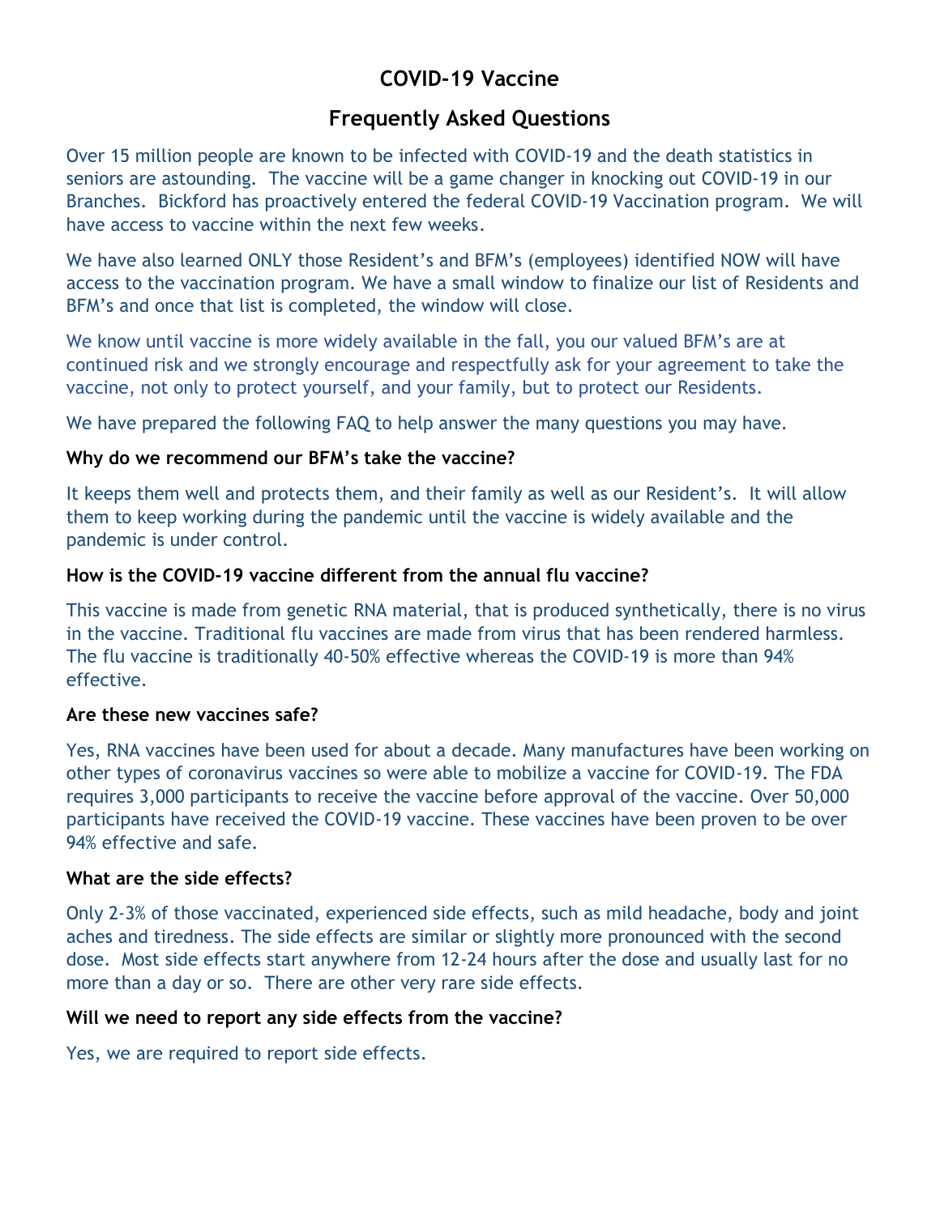# COVID-19 Vaccine

## Frequently Asked Questions

Over 15 million people are known to be infected with COVID-19 and the death statistics in seniors are astounding. The vaccine will be a game changer in knocking out COVID-19 in our Branches. Bickford has proactively entered the federal COVID-19 Vaccination program. We will have access to vaccine within the next few weeks.

We have also learned ONLY those Resident's and BFM's (employees) identified NOW will have access to the vaccination program. We have a small window to finalize our list of Residents and BFM's and once that list is completed, the window will close.

We know until vaccine is more widely available in the fall, you our valued BFM's are at continued risk and we strongly encourage and respectfully ask for your agreement to take the vaccine, not only to protect yourself, and your family, but to protect our Residents.

We have prepared the following FAQ to help answer the many questions you may have.

**Why do we recommend our BFM's take the vaccine?**

It keeps them well and protects them, and their family as well as our Resident's. It will allow them to keep working during the pandemic until the vaccine is widely available and the pandemic is under control.

**How is the COVID-19 vaccine different from the annual flu vaccine?**

This vaccine is made from genetic RNA material, that is produced synthetically, there is no virus in the vaccine. Traditional flu vaccines are made from virus that has been rendered harmless. The flu vaccine is traditionally 40-50% effective whereas the COVID-19 is more than 94% effective.

**Are these new vaccines safe?**

Yes, RNA vaccines have been used for about a decade. Many manufactures have been working on other types of coronavirus vaccines so were able to mobilize a vaccine for COVID-19. The FDA requires 3,000 participants to receive the vaccine before approval of the vaccine. Over 50,000 participants have received the COVID-19 vaccine. These vaccines have been proven to be over 94% effective and safe.

**What are the side effects?**

Only 2-3% of those vaccinated, experienced side effects, such as mild headache, body and joint aches and tiredness. The side effects are similar or slightly more pronounced with the second dose. Most side effects start anywhere from 12-24 hours after the dose and usually last for no more than a day or so. There are other very rare side effects.

**Will we need to report any side effects from the vaccine?**

Yes, we are required to report side effects.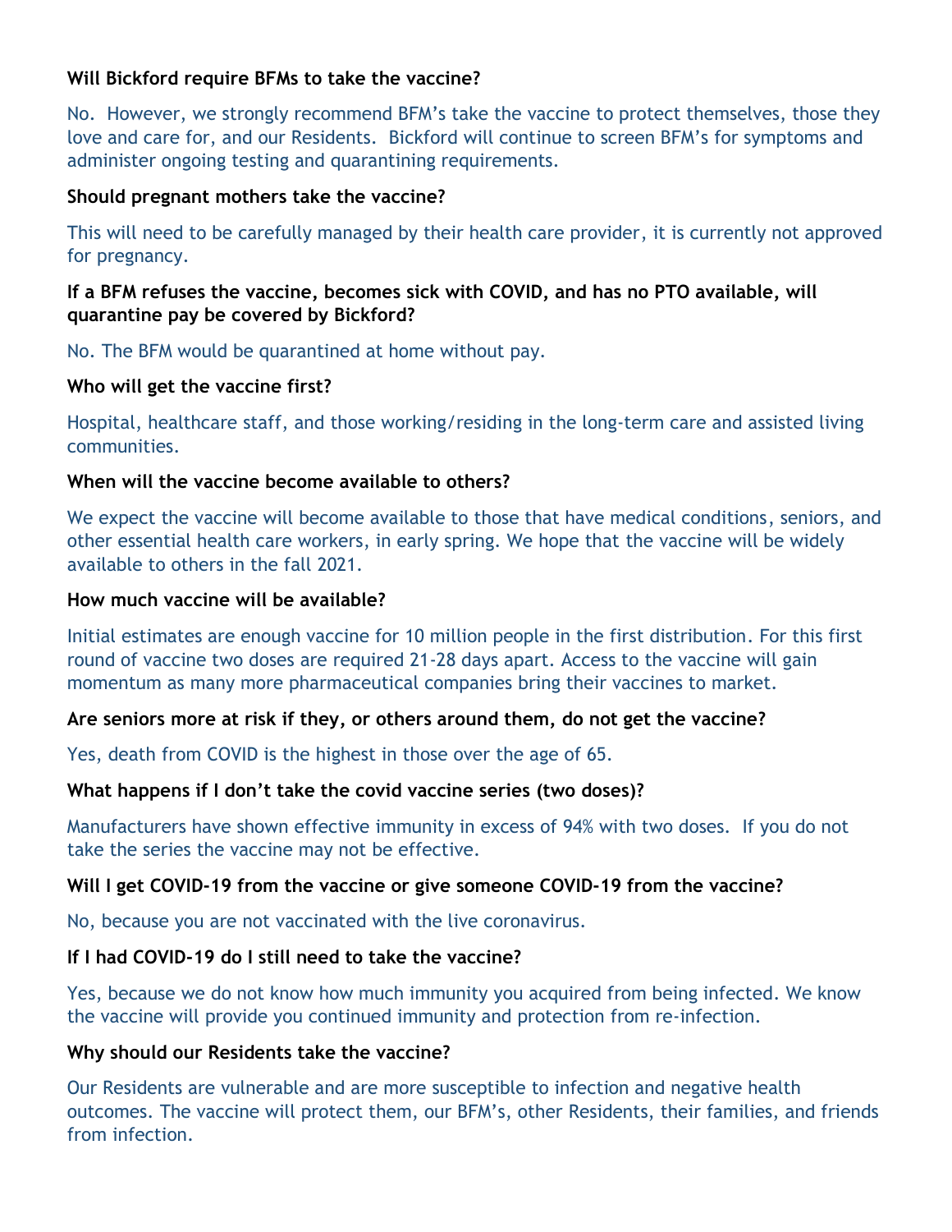**Will Bickford require BFMs to take the vaccine?**

No. However, we strongly recommend BFM's take the vaccine to protect themselves, those they love and care for, and our Residents. Bickford will continue to screen BFM's for symptoms and administer ongoing testing and quarantining requirements.

**Should pregnant mothers take the vaccine?**

This will need to be carefully managed by their health care provider, it is currently not approved for pregnancy.

**If a BFM refuses the vaccine, becomes sick with COVID, and has no PTO available, will quarantine pay be covered by Bickford?**

No. The BFM would be quarantined at home without pay.

**Who will get the vaccine first?**

Hospital, healthcare staff, and those working/residing in the long-term care and assisted living communities.

**When will the vaccine become available to others?**

We expect the vaccine will become available to those that have medical conditions, seniors, and other essential health care workers, in early spring. We hope that the vaccine will be widely available to others in the fall 2021.

**How much vaccine will be available?**

Initial estimates are enough vaccine for 10 million people in the first distribution. For this first round of vaccine two doses are required 21-28 days apart. Access to the vaccine will gain momentum as many more pharmaceutical companies bring their vaccines to market.

**Are seniors more at risk if they, or others around them, do not get the vaccine?**

Yes, death from COVID is the highest in those over the age of 65.

**What happens if I don't take the covid vaccine series (two doses)?**

Manufacturers have shown effective immunity in excess of 94% with two doses. If you do not take the series the vaccine may not be effective.

**Will I get COVID-19 from the vaccine or give someone COVID-19 from the vaccine?**

No, because you are not vaccinated with the live coronavirus.

**If I had COVID-19 do I still need to take the vaccine?**

Yes, because we do not know how much immunity you acquired from being infected. We know the vaccine will provide you continued immunity and protection from re-infection.

**Why should our Residents take the vaccine?**

Our Residents are vulnerable and are more susceptible to infection and negative health outcomes. The vaccine will protect them, our BFM's, other Residents, their families, and friends from infection.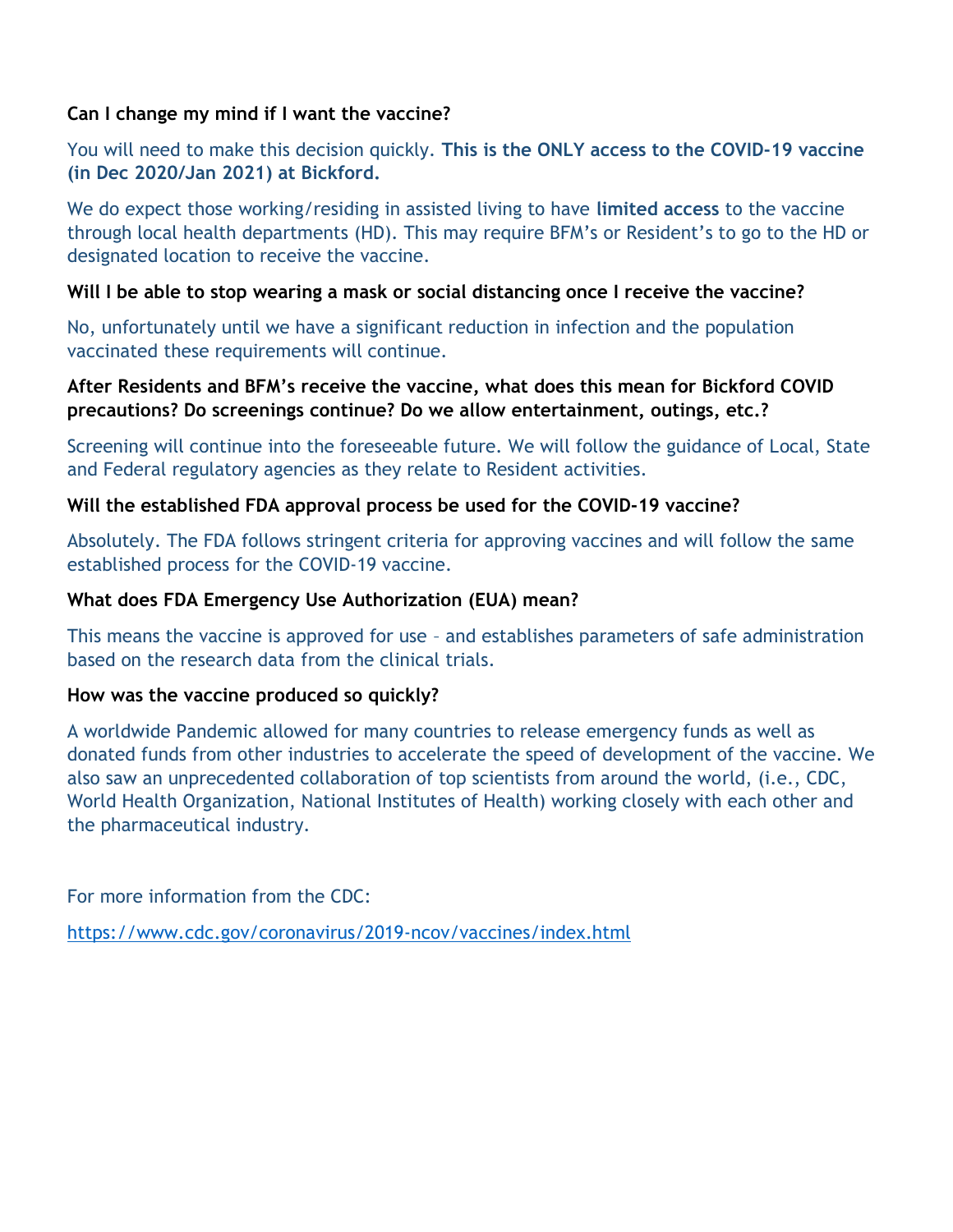**Can I change my mind if I want the vaccine?**

You will need to make this decision quickly. **This is the ONLY access to the COVID-19 vaccine (in Dec 2020/Jan 2021) at Bickford.**

We do expect those working/residing in assisted living to have **limited access** to the vaccine through local health departments (HD). This may require BFM's or Resident's to go to the HD or designated location to receive the vaccine.

**Will I be able to stop wearing a mask or social distancing once I receive the vaccine?**

No, unfortunately until we have a significant reduction in infection and the population vaccinated these requirements will continue.

**After Residents and BFM's receive the vaccine, what does this mean for Bickford COVID precautions? Do screenings continue? Do we allow entertainment, outings, etc.?**

Screening will continue into the foreseeable future. We will follow the guidance of Local, State and Federal regulatory agencies as they relate to Resident activities.

**Will the established FDA approval process be used for the COVID-19 vaccine?**

Absolutely. The FDA follows stringent criteria for approving vaccines and will follow the same established process for the COVID-19 vaccine.

**What does FDA Emergency Use Authorization (EUA) mean?**

This means the vaccine is approved for use – and establishes parameters of safe administration based on the research data from the clinical trials.

**How was the vaccine produced so quickly?**

A worldwide Pandemic allowed for many countries to release emergency funds as well as donated funds from other industries to accelerate the speed of development of the vaccine. We also saw an unprecedented collaboration of top scientists from around the world, (i.e., CDC, World Health Organization, National Institutes of Health) working closely with each other and the pharmaceutical industry.

For more information from the CDC:

https://www.cdc.gov/coronavirus/2019-ncov/vaccines/index.html